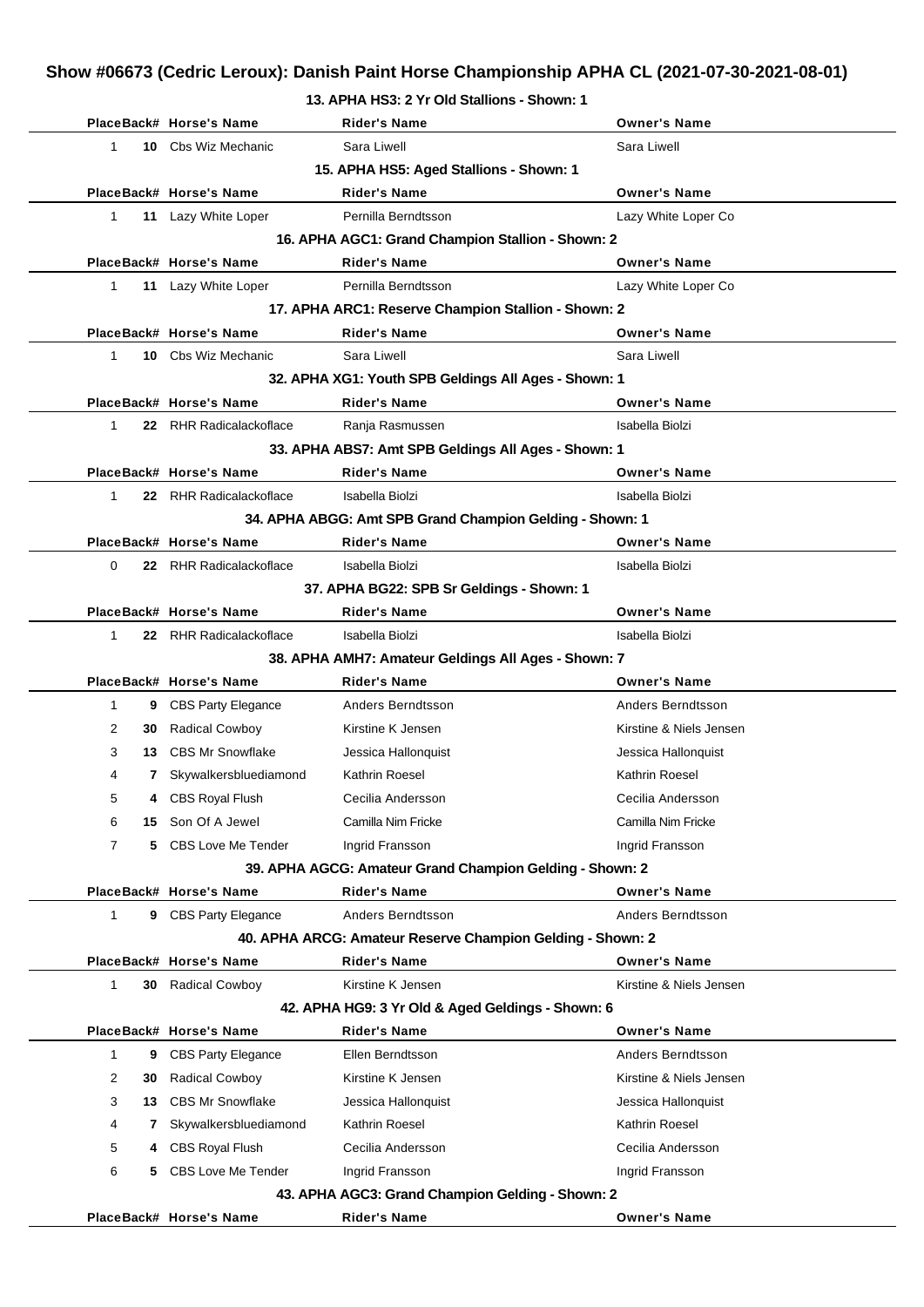# Show #06673 (Cedric Leroux): Danish Paint Horse Championship APHA CL (2021-07-30-2021-08-01)

### 13. APHA HS3: 2 Yr Old Stallions - Shown: 1

| Place | Back# | Horse's Name | Rider's Name | Owner's Name |
|---|---|---|---|---|
| 1 | 10 | Cbs Wiz Mechanic | Sara Liwell | Sara Liwell |

### 15. APHA HS5: Aged Stallions - Shown: 1

| Place | Back# | Horse's Name | Rider's Name | Owner's Name |
|---|---|---|---|---|
| 1 | 11 | Lazy White Loper | Pernilla Berndtsson | Lazy White Loper Co |

### 16. APHA AGC1: Grand Champion Stallion - Shown: 2

| Place | Back# | Horse's Name | Rider's Name | Owner's Name |
|---|---|---|---|---|
| 1 | 11 | Lazy White Loper | Pernilla Berndtsson | Lazy White Loper Co |

### 17. APHA ARC1: Reserve Champion Stallion - Shown: 2

| Place | Back# | Horse's Name | Rider's Name | Owner's Name |
|---|---|---|---|---|
| 1 | 10 | Cbs Wiz Mechanic | Sara Liwell | Sara Liwell |

### 32. APHA XG1: Youth SPB Geldings All Ages - Shown: 1

| Place | Back# | Horse's Name | Rider's Name | Owner's Name |
|---|---|---|---|---|
| 1 | 22 | RHR Radicalackoflace | Ranja Rasmussen | Isabella Biolzi |

### 33. APHA ABS7: Amt SPB Geldings All Ages - Shown: 1

| Place | Back# | Horse's Name | Rider's Name | Owner's Name |
|---|---|---|---|---|
| 1 | 22 | RHR Radicalackoflace | Isabella Biolzi | Isabella Biolzi |

### 34. APHA ABGG: Amt SPB Grand Champion Gelding - Shown: 1

| Place | Back# | Horse's Name | Rider's Name | Owner's Name |
|---|---|---|---|---|
| 0 | 22 | RHR Radicalackoflace | Isabella Biolzi | Isabella Biolzi |

### 37. APHA BG22: SPB Sr Geldings - Shown: 1

| Place | Back# | Horse's Name | Rider's Name | Owner's Name |
|---|---|---|---|---|
| 1 | 22 | RHR Radicalackoflace | Isabella Biolzi | Isabella Biolzi |

### 38. APHA AMH7: Amateur Geldings All Ages - Shown: 7

| Place | Back# | Horse's Name | Rider's Name | Owner's Name |
|---|---|---|---|---|
| 1 | 9 | CBS Party Elegance | Anders Berndtsson | Anders Berndtsson |
| 2 | 30 | Radical Cowboy | Kirstine K Jensen | Kirstine & Niels Jensen |
| 3 | 13 | CBS Mr Snowflake | Jessica Hallonquist | Jessica Hallonquist |
| 4 | 7 | Skywalkersbluediamond | Kathrin Roesel | Kathrin Roesel |
| 5 | 4 | CBS Royal Flush | Cecilia Andersson | Cecilia Andersson |
| 6 | 15 | Son Of A Jewel | Camilla Nim Fricke | Camilla Nim Fricke |
| 7 | 5 | CBS Love Me Tender | Ingrid Fransson | Ingrid Fransson |

### 39. APHA AGCG: Amateur Grand Champion Gelding - Shown: 2

| Place | Back# | Horse's Name | Rider's Name | Owner's Name |
|---|---|---|---|---|
| 1 | 9 | CBS Party Elegance | Anders Berndtsson | Anders Berndtsson |

### 40. APHA ARCG: Amateur Reserve Champion Gelding - Shown: 2

| Place | Back# | Horse's Name | Rider's Name | Owner's Name |
|---|---|---|---|---|
| 1 | 30 | Radical Cowboy | Kirstine K Jensen | Kirstine & Niels Jensen |

### 42. APHA HG9: 3 Yr Old & Aged Geldings - Shown: 6

| Place | Back# | Horse's Name | Rider's Name | Owner's Name |
|---|---|---|---|---|
| 1 | 9 | CBS Party Elegance | Ellen Berndtsson | Anders Berndtsson |
| 2 | 30 | Radical Cowboy | Kirstine K Jensen | Kirstine & Niels Jensen |
| 3 | 13 | CBS Mr Snowflake | Jessica Hallonquist | Jessica Hallonquist |
| 4 | 7 | Skywalkersbluediamond | Kathrin Roesel | Kathrin Roesel |
| 5 | 4 | CBS Royal Flush | Cecilia Andersson | Cecilia Andersson |
| 6 | 5 | CBS Love Me Tender | Ingrid Fransson | Ingrid Fransson |

### 43. APHA AGC3: Grand Champion Gelding - Shown: 2

| Place | Back# | Horse's Name | Rider's Name | Owner's Name |
|---|---|---|---|---|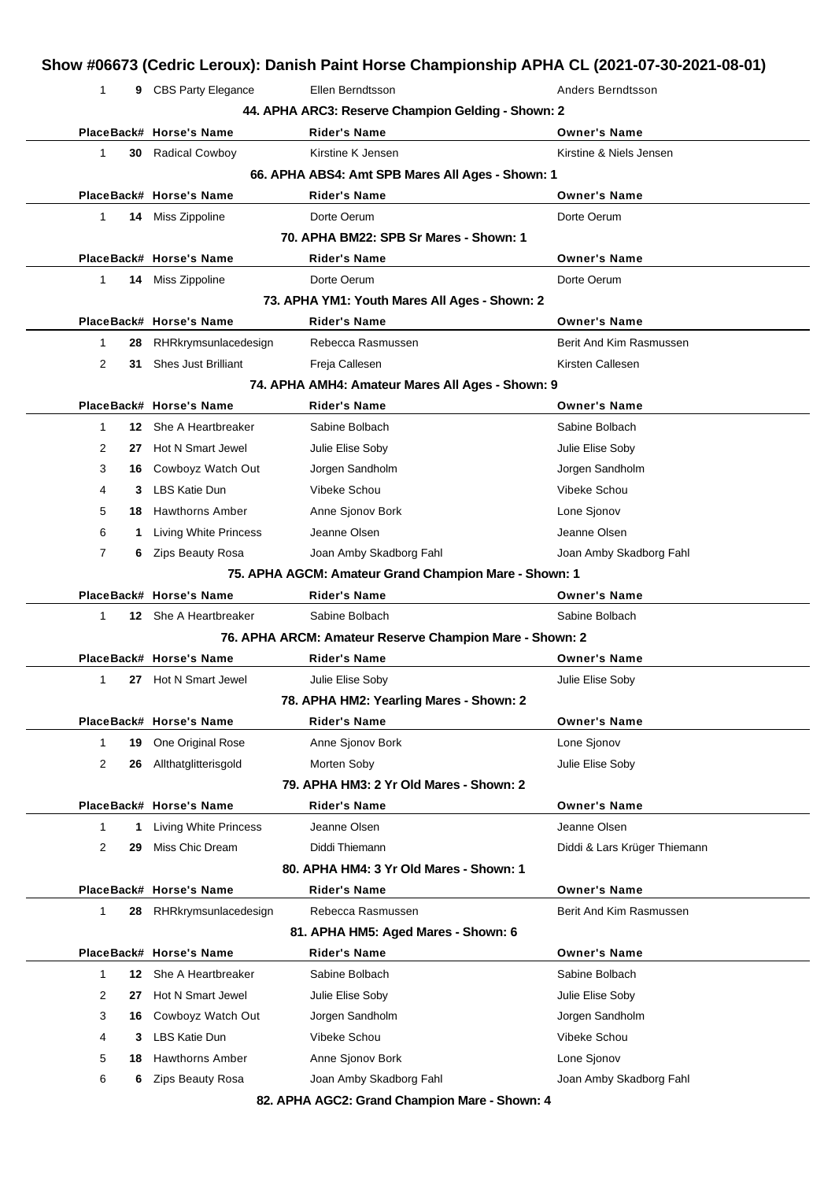# Show #06673 (Cedric Leroux): Danish Paint Horse Championship APHA CL (2021-07-30-2021-08-01)

| | | | | |
|---|---|---|---|---|
| 1 | 9 | CBS Party Elegance | Ellen Berndtsson | Anders Berndtsson |

### 44. APHA ARC3: Reserve Champion Gelding - Shown: 2

| Place | Back# | Horse's Name | Rider's Name | Owner's Name |
|---|---|---|---|---|
| 1 | 30 | Radical Cowboy | Kirstine K Jensen | Kirstine & Niels Jensen |

### 66. APHA ABS4: Amt SPB Mares All Ages - Shown: 1

| Place | Back# | Horse's Name | Rider's Name | Owner's Name |
|---|---|---|---|---|
| 1 | 14 | Miss Zippoline | Dorte Oerum | Dorte Oerum |

### 70. APHA BM22: SPB Sr Mares - Shown: 1

| Place | Back# | Horse's Name | Rider's Name | Owner's Name |
|---|---|---|---|---|
| 1 | 14 | Miss Zippoline | Dorte Oerum | Dorte Oerum |

### 73. APHA YM1: Youth Mares All Ages - Shown: 2

| Place | Back# | Horse's Name | Rider's Name | Owner's Name |
|---|---|---|---|---|
| 1 | 28 | RHRkrymsunlacedesign | Rebecca Rasmussen | Berit And Kim Rasmussen |
| 2 | 31 | Shes Just Brilliant | Freja Callesen | Kirsten Callesen |

### 74. APHA AMH4: Amateur Mares All Ages - Shown: 9

| Place | Back# | Horse's Name | Rider's Name | Owner's Name |
|---|---|---|---|---|
| 1 | 12 | She A Heartbreaker | Sabine Bolbach | Sabine Bolbach |
| 2 | 27 | Hot N Smart Jewel | Julie Elise Soby | Julie Elise Soby |
| 3 | 16 | Cowboyz Watch Out | Jorgen Sandholm | Jorgen Sandholm |
| 4 | 3 | LBS Katie Dun | Vibeke Schou | Vibeke Schou |
| 5 | 18 | Hawthorns Amber | Anne Sjonov Bork | Lone Sjonov |
| 6 | 1 | Living White Princess | Jeanne Olsen | Jeanne Olsen |
| 7 | 6 | Zips Beauty Rosa | Joan Amby Skadborg Fahl | Joan Amby Skadborg Fahl |

### 75. APHA AGCM: Amateur Grand Champion Mare - Shown: 1

| Place | Back# | Horse's Name | Rider's Name | Owner's Name |
|---|---|---|---|---|
| 1 | 12 | She A Heartbreaker | Sabine Bolbach | Sabine Bolbach |

### 76. APHA ARCM: Amateur Reserve Champion Mare - Shown: 2

| Place | Back# | Horse's Name | Rider's Name | Owner's Name |
|---|---|---|---|---|
| 1 | 27 | Hot N Smart Jewel | Julie Elise Soby | Julie Elise Soby |

### 78. APHA HM2: Yearling Mares - Shown: 2

| Place | Back# | Horse's Name | Rider's Name | Owner's Name |
|---|---|---|---|---|
| 1 | 19 | One Original Rose | Anne Sjonov Bork | Lone Sjonov |
| 2 | 26 | Allthatglitterisgold | Morten Soby | Julie Elise Soby |

### 79. APHA HM3: 2 Yr Old Mares - Shown: 2

| Place | Back# | Horse's Name | Rider's Name | Owner's Name |
|---|---|---|---|---|
| 1 | 1 | Living White Princess | Jeanne Olsen | Jeanne Olsen |
| 2 | 29 | Miss Chic Dream | Diddi Thiemann | Diddi & Lars Krüger Thiemann |

### 80. APHA HM4: 3 Yr Old Mares - Shown: 1

| Place | Back# | Horse's Name | Rider's Name | Owner's Name |
|---|---|---|---|---|
| 1 | 28 | RHRkrymsunlacedesign | Rebecca Rasmussen | Berit And Kim Rasmussen |

### 81. APHA HM5: Aged Mares - Shown: 6

| Place | Back# | Horse's Name | Rider's Name | Owner's Name |
|---|---|---|---|---|
| 1 | 12 | She A Heartbreaker | Sabine Bolbach | Sabine Bolbach |
| 2 | 27 | Hot N Smart Jewel | Julie Elise Soby | Julie Elise Soby |
| 3 | 16 | Cowboyz Watch Out | Jorgen Sandholm | Jorgen Sandholm |
| 4 | 3 | LBS Katie Dun | Vibeke Schou | Vibeke Schou |
| 5 | 18 | Hawthorns Amber | Anne Sjonov Bork | Lone Sjonov |
| 6 | 6 | Zips Beauty Rosa | Joan Amby Skadborg Fahl | Joan Amby Skadborg Fahl |

### 82. APHA AGC2: Grand Champion Mare - Shown: 4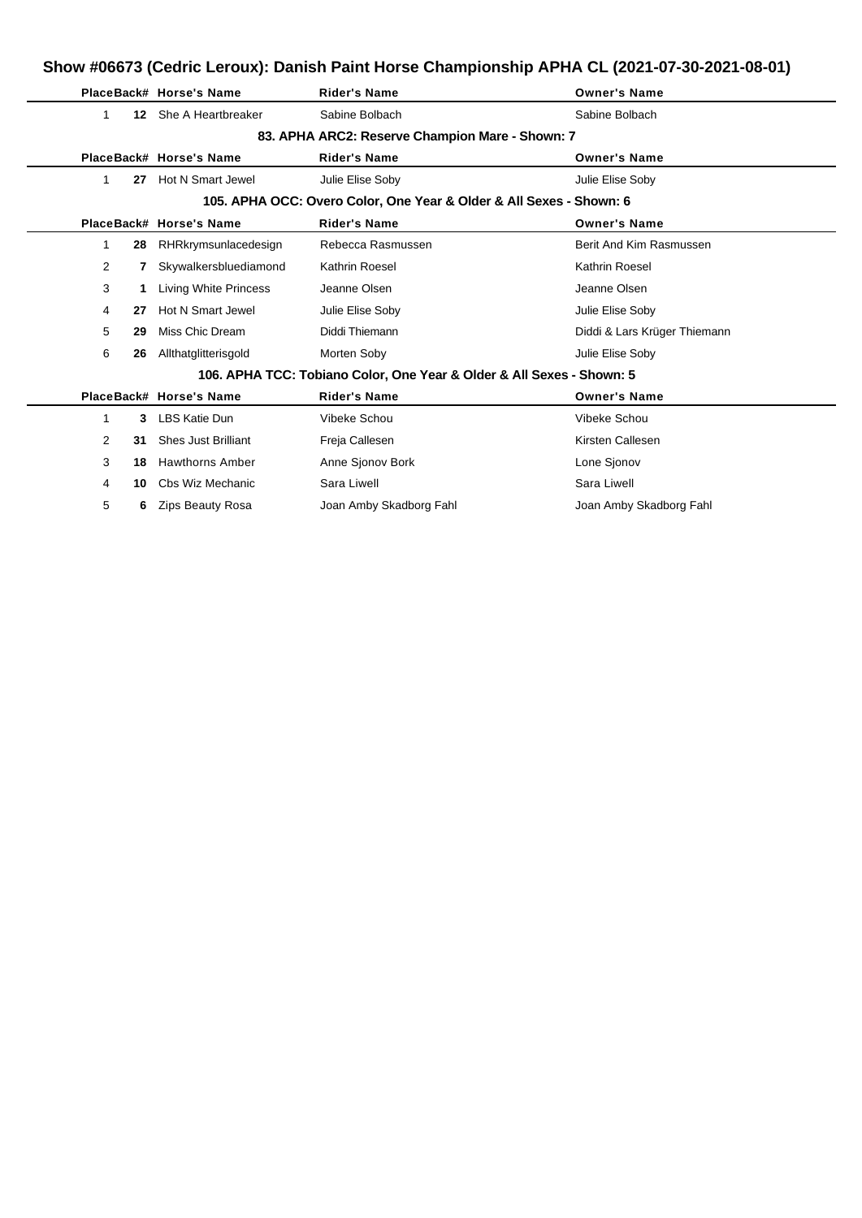# Show #06673 (Cedric Leroux): Danish Paint Horse Championship APHA CL (2021-07-30-2021-08-01)

| Place | Back# | Horse's Name | Rider's Name | Owner's Name |
|---|---|---|---|---|
| 1 | 12 | She A Heartbreaker | Sabine Bolbach | Sabine Bolbach |

### 83. APHA ARC2: Reserve Champion Mare - Shown: 7

| Place | Back# | Horse's Name | Rider's Name | Owner's Name |
|---|---|---|---|---|
| 1 | 27 | Hot N Smart Jewel | Julie Elise Soby | Julie Elise Soby |

### 105. APHA OCC: Overo Color, One Year & Older & All Sexes - Shown: 6

| Place | Back# | Horse's Name | Rider's Name | Owner's Name |
|---|---|---|---|---|
| 1 | 28 | RHRkrymsunlacedesign | Rebecca Rasmussen | Berit And Kim Rasmussen |
| 2 | 7 | Skywalkersbluediamond | Kathrin Roesel | Kathrin Roesel |
| 3 | 1 | Living White Princess | Jeanne Olsen | Jeanne Olsen |
| 4 | 27 | Hot N Smart Jewel | Julie Elise Soby | Julie Elise Soby |
| 5 | 29 | Miss Chic Dream | Diddi Thiemann | Diddi & Lars Krüger Thiemann |
| 6 | 26 | Allthatglitterisgold | Morten Soby | Julie Elise Soby |

### 106. APHA TCC: Tobiano Color, One Year & Older & All Sexes - Shown: 5

| Place | Back# | Horse's Name | Rider's Name | Owner's Name |
|---|---|---|---|---|
| 1 | 3 | LBS Katie Dun | Vibeke Schou | Vibeke Schou |
| 2 | 31 | Shes Just Brilliant | Freja Callesen | Kirsten Callesen |
| 3 | 18 | Hawthorns Amber | Anne Sjonov Bork | Lone Sjonov |
| 4 | 10 | Cbs Wiz Mechanic | Sara Liwell | Sara Liwell |
| 5 | 6 | Zips Beauty Rosa | Joan Amby Skadborg Fahl | Joan Amby Skadborg Fahl |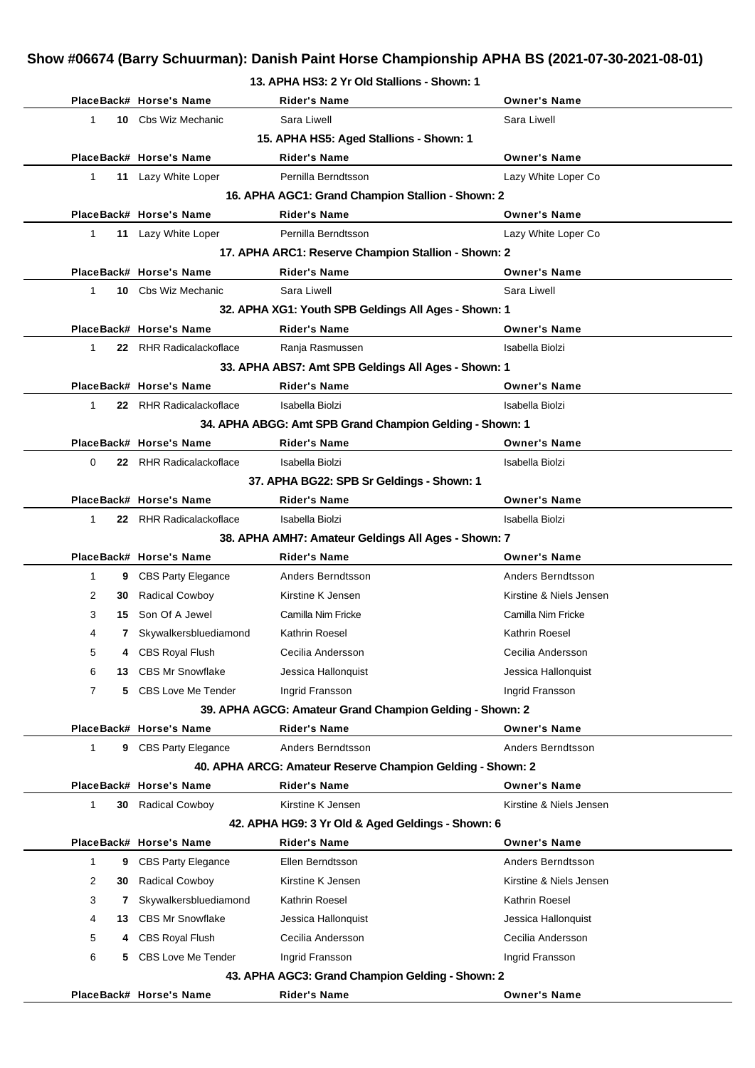# Show #06674 (Barry Schuurman): Danish Paint Horse Championship APHA BS (2021-07-30-2021-08-01)

### 13. APHA HS3: 2 Yr Old Stallions - Shown: 1

| Place | Back# | Horse's Name | Rider's Name | Owner's Name |
|---|---|---|---|---|
| 1 | 10 | Cbs Wiz Mechanic | Sara Liwell | Sara Liwell |

### 15. APHA HS5: Aged Stallions - Shown: 1

| Place | Back# | Horse's Name | Rider's Name | Owner's Name |
|---|---|---|---|---|
| 1 | 11 | Lazy White Loper | Pernilla Berndtsson | Lazy White Loper Co |

### 16. APHA AGC1: Grand Champion Stallion - Shown: 2

| Place | Back# | Horse's Name | Rider's Name | Owner's Name |
|---|---|---|---|---|
| 1 | 11 | Lazy White Loper | Pernilla Berndtsson | Lazy White Loper Co |

### 17. APHA ARC1: Reserve Champion Stallion - Shown: 2

| Place | Back# | Horse's Name | Rider's Name | Owner's Name |
|---|---|---|---|---|
| 1 | 10 | Cbs Wiz Mechanic | Sara Liwell | Sara Liwell |

### 32. APHA XG1: Youth SPB Geldings All Ages - Shown: 1

| Place | Back# | Horse's Name | Rider's Name | Owner's Name |
|---|---|---|---|---|
| 1 | 22 | RHR Radicalackoflace | Ranja Rasmussen | Isabella Biolzi |

### 33. APHA ABS7: Amt SPB Geldings All Ages - Shown: 1

| Place | Back# | Horse's Name | Rider's Name | Owner's Name |
|---|---|---|---|---|
| 1 | 22 | RHR Radicalackoflace | Isabella Biolzi | Isabella Biolzi |

### 34. APHA ABGG: Amt SPB Grand Champion Gelding - Shown: 1

| Place | Back# | Horse's Name | Rider's Name | Owner's Name |
|---|---|---|---|---|
| 0 | 22 | RHR Radicalackoflace | Isabella Biolzi | Isabella Biolzi |

### 37. APHA BG22: SPB Sr Geldings - Shown: 1

| Place | Back# | Horse's Name | Rider's Name | Owner's Name |
|---|---|---|---|---|
| 1 | 22 | RHR Radicalackoflace | Isabella Biolzi | Isabella Biolzi |

### 38. APHA AMH7: Amateur Geldings All Ages - Shown: 7

| Place | Back# | Horse's Name | Rider's Name | Owner's Name |
|---|---|---|---|---|
| 1 | 9 | CBS Party Elegance | Anders Berndtsson | Anders Berndtsson |
| 2 | 30 | Radical Cowboy | Kirstine K Jensen | Kirstine & Niels Jensen |
| 3 | 15 | Son Of A Jewel | Camilla Nim Fricke | Camilla Nim Fricke |
| 4 | 7 | Skywalkersbluediamond | Kathrin Roesel | Kathrin Roesel |
| 5 | 4 | CBS Royal Flush | Cecilia Andersson | Cecilia Andersson |
| 6 | 13 | CBS Mr Snowflake | Jessica Hallonquist | Jessica Hallonquist |
| 7 | 5 | CBS Love Me Tender | Ingrid Fransson | Ingrid Fransson |

### 39. APHA AGCG: Amateur Grand Champion Gelding - Shown: 2

| Place | Back# | Horse's Name | Rider's Name | Owner's Name |
|---|---|---|---|---|
| 1 | 9 | CBS Party Elegance | Anders Berndtsson | Anders Berndtsson |

### 40. APHA ARCG: Amateur Reserve Champion Gelding - Shown: 2

| Place | Back# | Horse's Name | Rider's Name | Owner's Name |
|---|---|---|---|---|
| 1 | 30 | Radical Cowboy | Kirstine K Jensen | Kirstine & Niels Jensen |

### 42. APHA HG9: 3 Yr Old & Aged Geldings - Shown: 6

| Place | Back# | Horse's Name | Rider's Name | Owner's Name |
|---|---|---|---|---|
| 1 | 9 | CBS Party Elegance | Ellen Berndtsson | Anders Berndtsson |
| 2 | 30 | Radical Cowboy | Kirstine K Jensen | Kirstine & Niels Jensen |
| 3 | 7 | Skywalkersbluediamond | Kathrin Roesel | Kathrin Roesel |
| 4 | 13 | CBS Mr Snowflake | Jessica Hallonquist | Jessica Hallonquist |
| 5 | 4 | CBS Royal Flush | Cecilia Andersson | Cecilia Andersson |
| 6 | 5 | CBS Love Me Tender | Ingrid Fransson | Ingrid Fransson |

### 43. APHA AGC3: Grand Champion Gelding - Shown: 2

| Place | Back# | Horse's Name | Rider's Name | Owner's Name |
|---|---|---|---|---|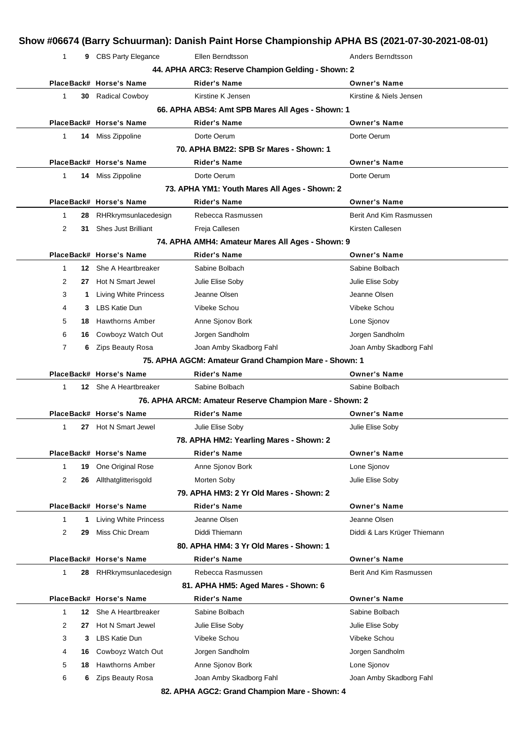| Place | Back# | Horse's Name | Rider's Name | Owner's Name |
|---|---|---|---|---|
| 1 | 9 | CBS Party Elegance | Ellen Berndtsson | Anders Berndtsson |

**44. APHA ARC3: Reserve Champion Gelding - Shown: 2**

| Place | Back# | Horse's Name | Rider's Name | Owner's Name |
|---|---|---|---|---|
| 1 | 30 | Radical Cowboy | Kirstine K Jensen | Kirstine & Niels Jensen |

**66. APHA ABS4: Amt SPB Mares All Ages - Shown: 1**

| Place | Back# | Horse's Name | Rider's Name | Owner's Name |
|---|---|---|---|---|
| 1 | 14 | Miss Zippoline | Dorte Oerum | Dorte Oerum |

**70. APHA BM22: SPB Sr Mares - Shown: 1**

| Place | Back# | Horse's Name | Rider's Name | Owner's Name |
|---|---|---|---|---|
| 1 | 14 | Miss Zippoline | Dorte Oerum | Dorte Oerum |

**73. APHA YM1: Youth Mares All Ages - Shown: 2**

| Place | Back# | Horse's Name | Rider's Name | Owner's Name |
|---|---|---|---|---|
| 1 | 28 | RHRkrymsunlacedesign | Rebecca Rasmussen | Berit And Kim Rasmussen |
| 2 | 31 | Shes Just Brilliant | Freja Callesen | Kirsten Callesen |

**74. APHA AMH4: Amateur Mares All Ages - Shown: 9**

| Place | Back# | Horse's Name | Rider's Name | Owner's Name |
|---|---|---|---|---|
| 1 | 12 | She A Heartbreaker | Sabine Bolbach | Sabine Bolbach |
| 2 | 27 | Hot N Smart Jewel | Julie Elise Soby | Julie Elise Soby |
| 3 | 1 | Living White Princess | Jeanne Olsen | Jeanne Olsen |
| 4 | 3 | LBS Katie Dun | Vibeke Schou | Vibeke Schou |
| 5 | 18 | Hawthorns Amber | Anne Sjonov Bork | Lone Sjonov |
| 6 | 16 | Cowboyz Watch Out | Jorgen Sandholm | Jorgen Sandholm |
| 7 | 6 | Zips Beauty Rosa | Joan Amby Skadborg Fahl | Joan Amby Skadborg Fahl |

**75. APHA AGCM: Amateur Grand Champion Mare - Shown: 1**

| Place | Back# | Horse's Name | Rider's Name | Owner's Name |
|---|---|---|---|---|
| 1 | 12 | She A Heartbreaker | Sabine Bolbach | Sabine Bolbach |

**76. APHA ARCM: Amateur Reserve Champion Mare - Shown: 2**

| Place | Back# | Horse's Name | Rider's Name | Owner's Name |
|---|---|---|---|---|
| 1 | 27 | Hot N Smart Jewel | Julie Elise Soby | Julie Elise Soby |

**78. APHA HM2: Yearling Mares - Shown: 2**

| Place | Back# | Horse's Name | Rider's Name | Owner's Name |
|---|---|---|---|---|
| 1 | 19 | One Original Rose | Anne Sjonov Bork | Lone Sjonov |
| 2 | 26 | Allthatglitterisgold | Morten Soby | Julie Elise Soby |

**79. APHA HM3: 2 Yr Old Mares - Shown: 2**

| Place | Back# | Horse's Name | Rider's Name | Owner's Name |
|---|---|---|---|---|
| 1 | 1 | Living White Princess | Jeanne Olsen | Jeanne Olsen |
| 2 | 29 | Miss Chic Dream | Diddi Thiemann | Diddi & Lars Krüger Thiemann |

**80. APHA HM4: 3 Yr Old Mares - Shown: 1**

| Place | Back# | Horse's Name | Rider's Name | Owner's Name |
|---|---|---|---|---|
| 1 | 28 | RHRkrymsunlacedesign | Rebecca Rasmussen | Berit And Kim Rasmussen |

**81. APHA HM5: Aged Mares - Shown: 6**

| Place | Back# | Horse's Name | Rider's Name | Owner's Name |
|---|---|---|---|---|
| 1 | 12 | She A Heartbreaker | Sabine Bolbach | Sabine Bolbach |
| 2 | 27 | Hot N Smart Jewel | Julie Elise Soby | Julie Elise Soby |
| 3 | 3 | LBS Katie Dun | Vibeke Schou | Vibeke Schou |
| 4 | 16 | Cowboyz Watch Out | Jorgen Sandholm | Jorgen Sandholm |
| 5 | 18 | Hawthorns Amber | Anne Sjonov Bork | Lone Sjonov |
| 6 | 6 | Zips Beauty Rosa | Joan Amby Skadborg Fahl | Joan Amby Skadborg Fahl |

**82. APHA AGC2: Grand Champion Mare - Shown: 4**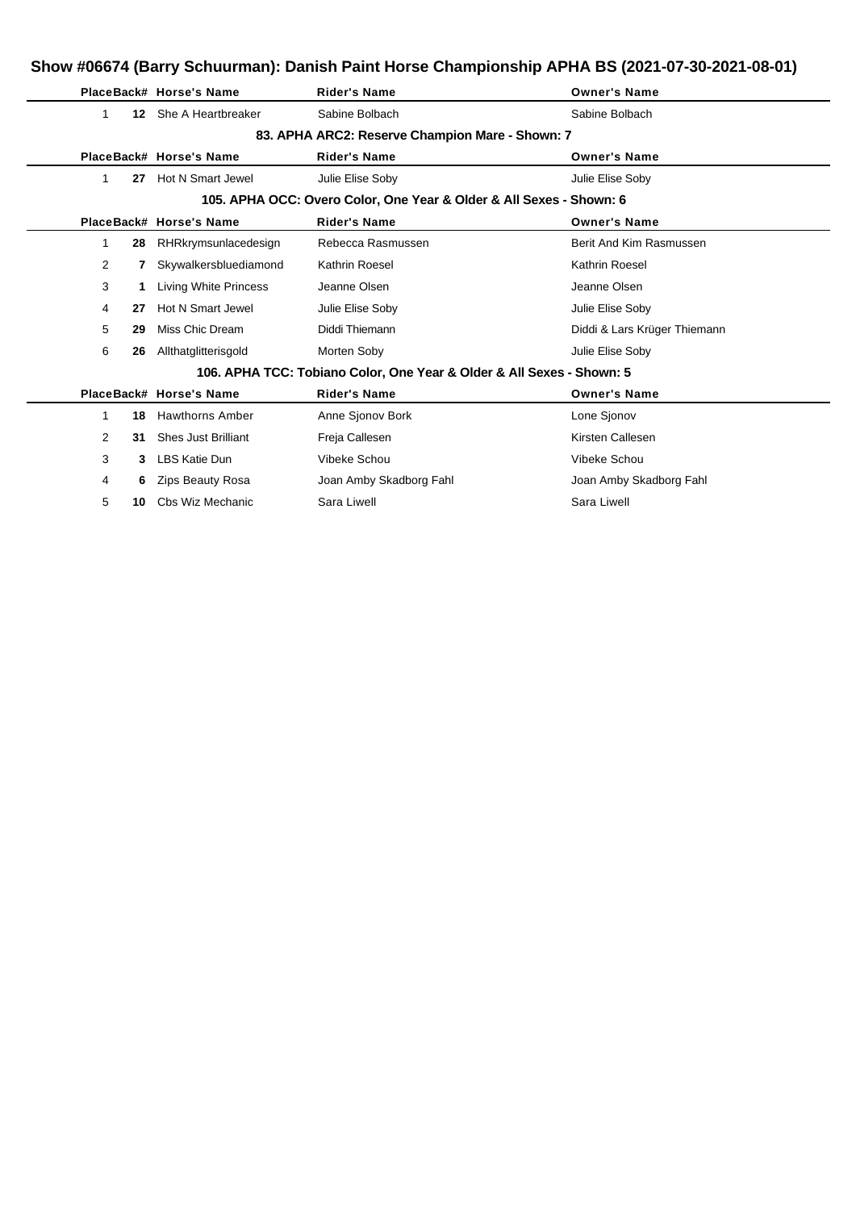## Show #06674 (Barry Schuurman): Danish Paint Horse Championship APHA BS (2021-07-30-2021-08-01)

| Place | Back# | Horse's Name | Rider's Name | Owner's Name |
|---|---|---|---|---|
| 1 | 12 | She A Heartbreaker | Sabine Bolbach | Sabine Bolbach |

### 83. APHA ARC2: Reserve Champion Mare - Shown: 7

| Place | Back# | Horse's Name | Rider's Name | Owner's Name |
|---|---|---|---|---|
| 1 | 27 | Hot N Smart Jewel | Julie Elise Soby | Julie Elise Soby |

### 105. APHA OCC: Overo Color, One Year & Older & All Sexes - Shown: 6

| Place | Back# | Horse's Name | Rider's Name | Owner's Name |
|---|---|---|---|---|
| 1 | 28 | RHRkrymsunlacedesign | Rebecca Rasmussen | Berit And Kim Rasmussen |
| 2 | 7 | Skywalkersbluediamond | Kathrin Roesel | Kathrin Roesel |
| 3 | 1 | Living White Princess | Jeanne Olsen | Jeanne Olsen |
| 4 | 27 | Hot N Smart Jewel | Julie Elise Soby | Julie Elise Soby |
| 5 | 29 | Miss Chic Dream | Diddi Thiemann | Diddi & Lars Krüger Thiemann |
| 6 | 26 | Allthatglitterisgold | Morten Soby | Julie Elise Soby |

### 106. APHA TCC: Tobiano Color, One Year & Older & All Sexes - Shown: 5

| Place | Back# | Horse's Name | Rider's Name | Owner's Name |
|---|---|---|---|---|
| 1 | 18 | Hawthorns Amber | Anne Sjonov Bork | Lone Sjonov |
| 2 | 31 | Shes Just Brilliant | Freja Callesen | Kirsten Callesen |
| 3 | 3 | LBS Katie Dun | Vibeke Schou | Vibeke Schou |
| 4 | 6 | Zips Beauty Rosa | Joan Amby Skadborg Fahl | Joan Amby Skadborg Fahl |
| 5 | 10 | Cbs Wiz Mechanic | Sara Liwell | Sara Liwell |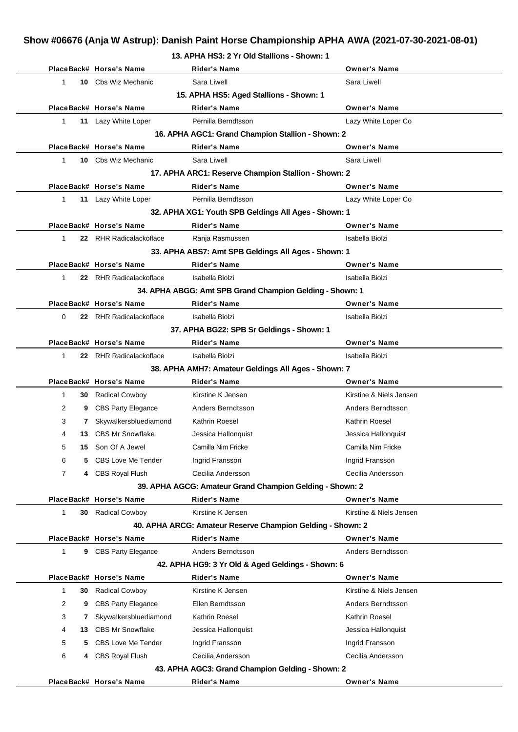## Show #06676 (Anja W Astrup): Danish Paint Horse Championship APHA AWA (2021-07-30-2021-08-01)

### 13. APHA HS3: 2 Yr Old Stallions - Shown: 1

| Place | Back# | Horse's Name | Rider's Name | Owner's Name |
|---|---|---|---|---|
| 1 | 10 | Cbs Wiz Mechanic | Sara Liwell | Sara Liwell |

### 15. APHA HS5: Aged Stallions - Shown: 1

| Place | Back# | Horse's Name | Rider's Name | Owner's Name |
|---|---|---|---|---|
| 1 | 11 | Lazy White Loper | Pernilla Berndtsson | Lazy White Loper Co |

### 16. APHA AGC1: Grand Champion Stallion - Shown: 2

| Place | Back# | Horse's Name | Rider's Name | Owner's Name |
|---|---|---|---|---|
| 1 | 10 | Cbs Wiz Mechanic | Sara Liwell | Sara Liwell |

### 17. APHA ARC1: Reserve Champion Stallion - Shown: 2

| Place | Back# | Horse's Name | Rider's Name | Owner's Name |
|---|---|---|---|---|
| 1 | 11 | Lazy White Loper | Pernilla Berndtsson | Lazy White Loper Co |

### 32. APHA XG1: Youth SPB Geldings All Ages - Shown: 1

| Place | Back# | Horse's Name | Rider's Name | Owner's Name |
|---|---|---|---|---|
| 1 | 22 | RHR Radicalackoflace | Ranja Rasmussen | Isabella Biolzi |

### 33. APHA ABS7: Amt SPB Geldings All Ages - Shown: 1

| Place | Back# | Horse's Name | Rider's Name | Owner's Name |
|---|---|---|---|---|
| 1 | 22 | RHR Radicalackoflace | Isabella Biolzi | Isabella Biolzi |

### 34. APHA ABGG: Amt SPB Grand Champion Gelding - Shown: 1

| Place | Back# | Horse's Name | Rider's Name | Owner's Name |
|---|---|---|---|---|
| 0 | 22 | RHR Radicalackoflace | Isabella Biolzi | Isabella Biolzi |

### 37. APHA BG22: SPB Sr Geldings - Shown: 1

| Place | Back# | Horse's Name | Rider's Name | Owner's Name |
|---|---|---|---|---|
| 1 | 22 | RHR Radicalackoflace | Isabella Biolzi | Isabella Biolzi |

### 38. APHA AMH7: Amateur Geldings All Ages - Shown: 7

| Place | Back# | Horse's Name | Rider's Name | Owner's Name |
|---|---|---|---|---|
| 1 | 30 | Radical Cowboy | Kirstine K Jensen | Kirstine & Niels Jensen |
| 2 | 9 | CBS Party Elegance | Anders Berndtsson | Anders Berndtsson |
| 3 | 7 | Skywalkersbluediamond | Kathrin Roesel | Kathrin Roesel |
| 4 | 13 | CBS Mr Snowflake | Jessica Hallonquist | Jessica Hallonquist |
| 5 | 15 | Son Of A Jewel | Camilla Nim Fricke | Camilla Nim Fricke |
| 6 | 5 | CBS Love Me Tender | Ingrid Fransson | Ingrid Fransson |
| 7 | 4 | CBS Royal Flush | Cecilia Andersson | Cecilia Andersson |

### 39. APHA AGCG: Amateur Grand Champion Gelding - Shown: 2

| Place | Back# | Horse's Name | Rider's Name | Owner's Name |
|---|---|---|---|---|
| 1 | 30 | Radical Cowboy | Kirstine K Jensen | Kirstine & Niels Jensen |

### 40. APHA ARCG: Amateur Reserve Champion Gelding - Shown: 2

| Place | Back# | Horse's Name | Rider's Name | Owner's Name |
|---|---|---|---|---|
| 1 | 9 | CBS Party Elegance | Anders Berndtsson | Anders Berndtsson |

### 42. APHA HG9: 3 Yr Old & Aged Geldings - Shown: 6

| Place | Back# | Horse's Name | Rider's Name | Owner's Name |
|---|---|---|---|---|
| 1 | 30 | Radical Cowboy | Kirstine K Jensen | Kirstine & Niels Jensen |
| 2 | 9 | CBS Party Elegance | Ellen Berndtsson | Anders Berndtsson |
| 3 | 7 | Skywalkersbluediamond | Kathrin Roesel | Kathrin Roesel |
| 4 | 13 | CBS Mr Snowflake | Jessica Hallonquist | Jessica Hallonquist |
| 5 | 5 | CBS Love Me Tender | Ingrid Fransson | Ingrid Fransson |
| 6 | 4 | CBS Royal Flush | Cecilia Andersson | Cecilia Andersson |

### 43. APHA AGC3: Grand Champion Gelding - Shown: 2

| Place | Back# | Horse's Name | Rider's Name | Owner's Name |
|---|---|---|---|---|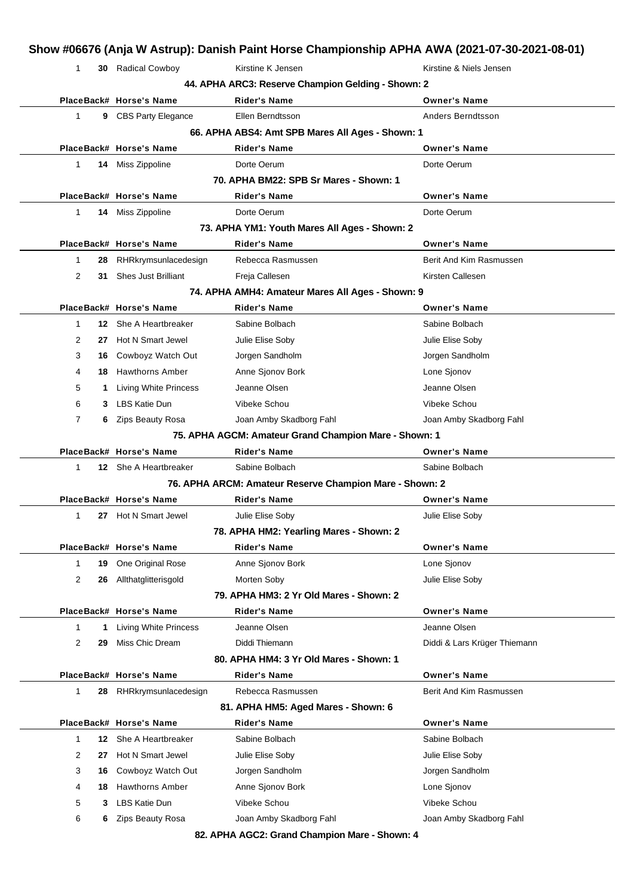# Show #06676 (Anja W Astrup): Danish Paint Horse Championship APHA AWA (2021-07-30-2021-08-01)

| | | | | |
|---|---|---|---|---|
| 1 | 30 | Radical Cowboy | Kirstine K Jensen | Kirstine & Niels Jensen |

### 44. APHA ARC3: Reserve Champion Gelding - Shown: 2

| Place | Back# | Horse's Name | Rider's Name | Owner's Name |
|---|---|---|---|---|
| 1 | 9 | CBS Party Elegance | Ellen Berndtsson | Anders Berndtsson |

### 66. APHA ABS4: Amt SPB Mares All Ages - Shown: 1

| Place | Back# | Horse's Name | Rider's Name | Owner's Name |
|---|---|---|---|---|
| 1 | 14 | Miss Zippoline | Dorte Oerum | Dorte Oerum |

### 70. APHA BM22: SPB Sr Mares - Shown: 1

| Place | Back# | Horse's Name | Rider's Name | Owner's Name |
|---|---|---|---|---|
| 1 | 14 | Miss Zippoline | Dorte Oerum | Dorte Oerum |

### 73. APHA YM1: Youth Mares All Ages - Shown: 2

| Place | Back# | Horse's Name | Rider's Name | Owner's Name |
|---|---|---|---|---|
| 1 | 28 | RHRkrymsunlacedesign | Rebecca Rasmussen | Berit And Kim Rasmussen |
| 2 | 31 | Shes Just Brilliant | Freja Callesen | Kirsten Callesen |

### 74. APHA AMH4: Amateur Mares All Ages - Shown: 9

| Place | Back# | Horse's Name | Rider's Name | Owner's Name |
|---|---|---|---|---|
| 1 | 12 | She A Heartbreaker | Sabine Bolbach | Sabine Bolbach |
| 2 | 27 | Hot N Smart Jewel | Julie Elise Soby | Julie Elise Soby |
| 3 | 16 | Cowboyz Watch Out | Jorgen Sandholm | Jorgen Sandholm |
| 4 | 18 | Hawthorns Amber | Anne Sjonov Bork | Lone Sjonov |
| 5 | 1 | Living White Princess | Jeanne Olsen | Jeanne Olsen |
| 6 | 3 | LBS Katie Dun | Vibeke Schou | Vibeke Schou |
| 7 | 6 | Zips Beauty Rosa | Joan Amby Skadborg Fahl | Joan Amby Skadborg Fahl |

### 75. APHA AGCM: Amateur Grand Champion Mare - Shown: 1

| Place | Back# | Horse's Name | Rider's Name | Owner's Name |
|---|---|---|---|---|
| 1 | 12 | She A Heartbreaker | Sabine Bolbach | Sabine Bolbach |

### 76. APHA ARCM: Amateur Reserve Champion Mare - Shown: 2

| Place | Back# | Horse's Name | Rider's Name | Owner's Name |
|---|---|---|---|---|
| 1 | 27 | Hot N Smart Jewel | Julie Elise Soby | Julie Elise Soby |

### 78. APHA HM2: Yearling Mares - Shown: 2

| Place | Back# | Horse's Name | Rider's Name | Owner's Name |
|---|---|---|---|---|
| 1 | 19 | One Original Rose | Anne Sjonov Bork | Lone Sjonov |
| 2 | 26 | Allthatglitterisgold | Morten Soby | Julie Elise Soby |

### 79. APHA HM3: 2 Yr Old Mares - Shown: 2

| Place | Back# | Horse's Name | Rider's Name | Owner's Name |
|---|---|---|---|---|
| 1 | 1 | Living White Princess | Jeanne Olsen | Jeanne Olsen |
| 2 | 29 | Miss Chic Dream | Diddi Thiemann | Diddi & Lars Krüger Thiemann |

### 80. APHA HM4: 3 Yr Old Mares - Shown: 1

| Place | Back# | Horse's Name | Rider's Name | Owner's Name |
|---|---|---|---|---|
| 1 | 28 | RHRkrymsunlacedesign | Rebecca Rasmussen | Berit And Kim Rasmussen |

### 81. APHA HM5: Aged Mares - Shown: 6

| Place | Back# | Horse's Name | Rider's Name | Owner's Name |
|---|---|---|---|---|
| 1 | 12 | She A Heartbreaker | Sabine Bolbach | Sabine Bolbach |
| 2 | 27 | Hot N Smart Jewel | Julie Elise Soby | Julie Elise Soby |
| 3 | 16 | Cowboyz Watch Out | Jorgen Sandholm | Jorgen Sandholm |
| 4 | 18 | Hawthorns Amber | Anne Sjonov Bork | Lone Sjonov |
| 5 | 3 | LBS Katie Dun | Vibeke Schou | Vibeke Schou |
| 6 | 6 | Zips Beauty Rosa | Joan Amby Skadborg Fahl | Joan Amby Skadborg Fahl |

### 82. APHA AGC2: Grand Champion Mare - Shown: 4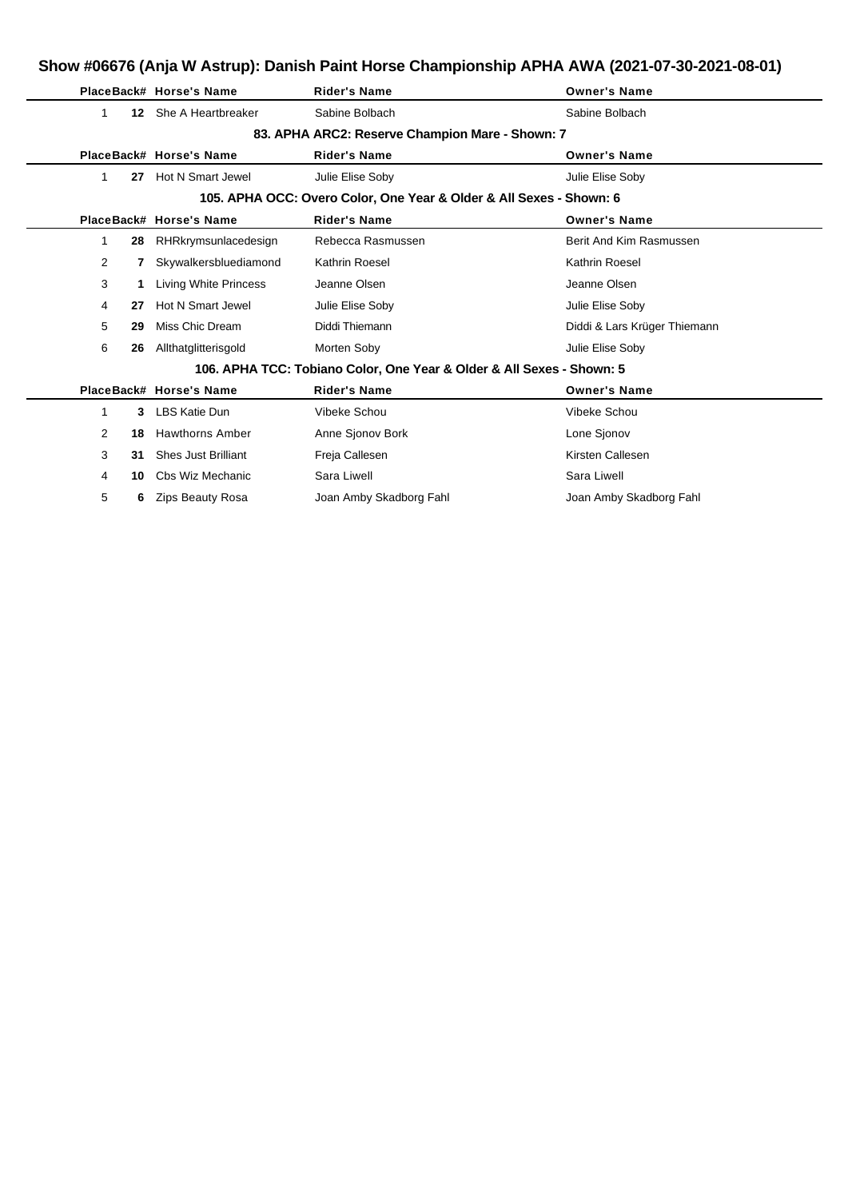# Show #06676 (Anja W Astrup): Danish Paint Horse Championship APHA AWA (2021-07-30-2021-08-01)

| Place | Back# | Horse's Name | Rider's Name | Owner's Name |
|---|---|---|---|---|
| 1 | 12 | She A Heartbreaker | Sabine Bolbach | Sabine Bolbach |

### 83. APHA ARC2: Reserve Champion Mare - Shown: 7

| Place | Back# | Horse's Name | Rider's Name | Owner's Name |
|---|---|---|---|---|
| 1 | 27 | Hot N Smart Jewel | Julie Elise Soby | Julie Elise Soby |

### 105. APHA OCC: Overo Color, One Year & Older & All Sexes - Shown: 6

| Place | Back# | Horse's Name | Rider's Name | Owner's Name |
|---|---|---|---|---|
| 1 | 28 | RHRkrymsunlacedesign | Rebecca Rasmussen | Berit And Kim Rasmussen |
| 2 | 7 | Skywalkersbluediamond | Kathrin Roesel | Kathrin Roesel |
| 3 | 1 | Living White Princess | Jeanne Olsen | Jeanne Olsen |
| 4 | 27 | Hot N Smart Jewel | Julie Elise Soby | Julie Elise Soby |
| 5 | 29 | Miss Chic Dream | Diddi Thiemann | Diddi & Lars Krüger Thiemann |
| 6 | 26 | Allthatglitterisgold | Morten Soby | Julie Elise Soby |

### 106. APHA TCC: Tobiano Color, One Year & Older & All Sexes - Shown: 5

| Place | Back# | Horse's Name | Rider's Name | Owner's Name |
|---|---|---|---|---|
| 1 | 3 | LBS Katie Dun | Vibeke Schou | Vibeke Schou |
| 2 | 18 | Hawthorns Amber | Anne Sjonov Bork | Lone Sjonov |
| 3 | 31 | Shes Just Brilliant | Freja Callesen | Kirsten Callesen |
| 4 | 10 | Cbs Wiz Mechanic | Sara Liwell | Sara Liwell |
| 5 | 6 | Zips Beauty Rosa | Joan Amby Skadborg Fahl | Joan Amby Skadborg Fahl |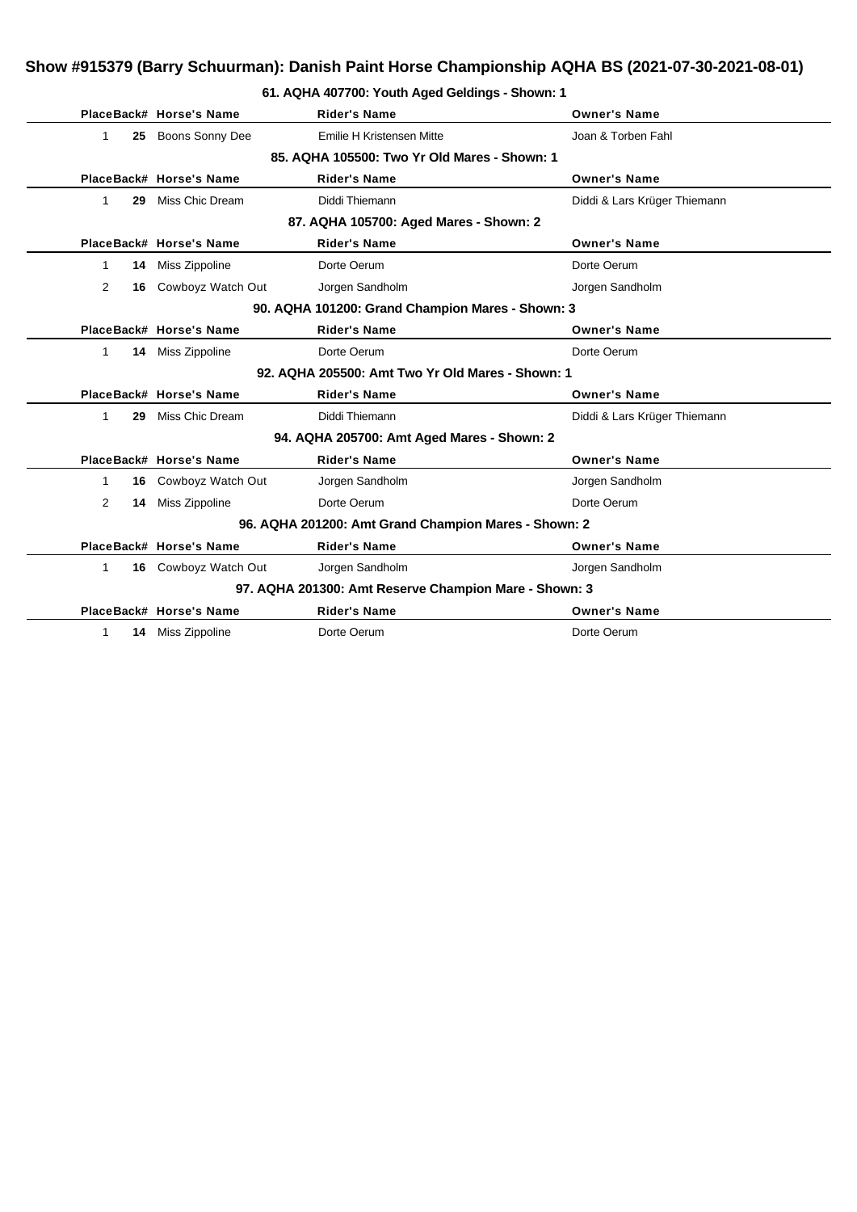# Show #915379 (Barry Schuurman): Danish Paint Horse Championship AQHA BS (2021-07-30-2021-08-01)

### 61. AQHA 407700: Youth Aged Geldings - Shown: 1

| Place | Back# | Horse's Name | Rider's Name | Owner's Name |
|---|---|---|---|---|
| 1 | 25 | Boons Sonny Dee | Emilie H Kristensen Mitte | Joan & Torben Fahl |

### 85. AQHA 105500: Two Yr Old Mares - Shown: 1

| Place | Back# | Horse's Name | Rider's Name | Owner's Name |
|---|---|---|---|---|
| 1 | 29 | Miss Chic Dream | Diddi Thiemann | Diddi & Lars Krüger Thiemann |

### 87. AQHA 105700: Aged Mares - Shown: 2

| Place | Back# | Horse's Name | Rider's Name | Owner's Name |
|---|---|---|---|---|
| 1 | 14 | Miss Zippoline | Dorte Oerum | Dorte Oerum |
| 2 | 16 | Cowboyz Watch Out | Jorgen Sandholm | Jorgen Sandholm |

### 90. AQHA 101200: Grand Champion Mares - Shown: 3

| Place | Back# | Horse's Name | Rider's Name | Owner's Name |
|---|---|---|---|---|
| 1 | 14 | Miss Zippoline | Dorte Oerum | Dorte Oerum |

### 92. AQHA 205500: Amt Two Yr Old Mares - Shown: 1

| Place | Back# | Horse's Name | Rider's Name | Owner's Name |
|---|---|---|---|---|
| 1 | 29 | Miss Chic Dream | Diddi Thiemann | Diddi & Lars Krüger Thiemann |

### 94. AQHA 205700: Amt Aged Mares - Shown: 2

| Place | Back# | Horse's Name | Rider's Name | Owner's Name |
|---|---|---|---|---|
| 1 | 16 | Cowboyz Watch Out | Jorgen Sandholm | Jorgen Sandholm |
| 2 | 14 | Miss Zippoline | Dorte Oerum | Dorte Oerum |

### 96. AQHA 201200: Amt Grand Champion Mares - Shown: 2

| Place | Back# | Horse's Name | Rider's Name | Owner's Name |
|---|---|---|---|---|
| 1 | 16 | Cowboyz Watch Out | Jorgen Sandholm | Jorgen Sandholm |

### 97. AQHA 201300: Amt Reserve Champion Mare - Shown: 3

| Place | Back# | Horse's Name | Rider's Name | Owner's Name |
|---|---|---|---|---|
| 1 | 14 | Miss Zippoline | Dorte Oerum | Dorte Oerum |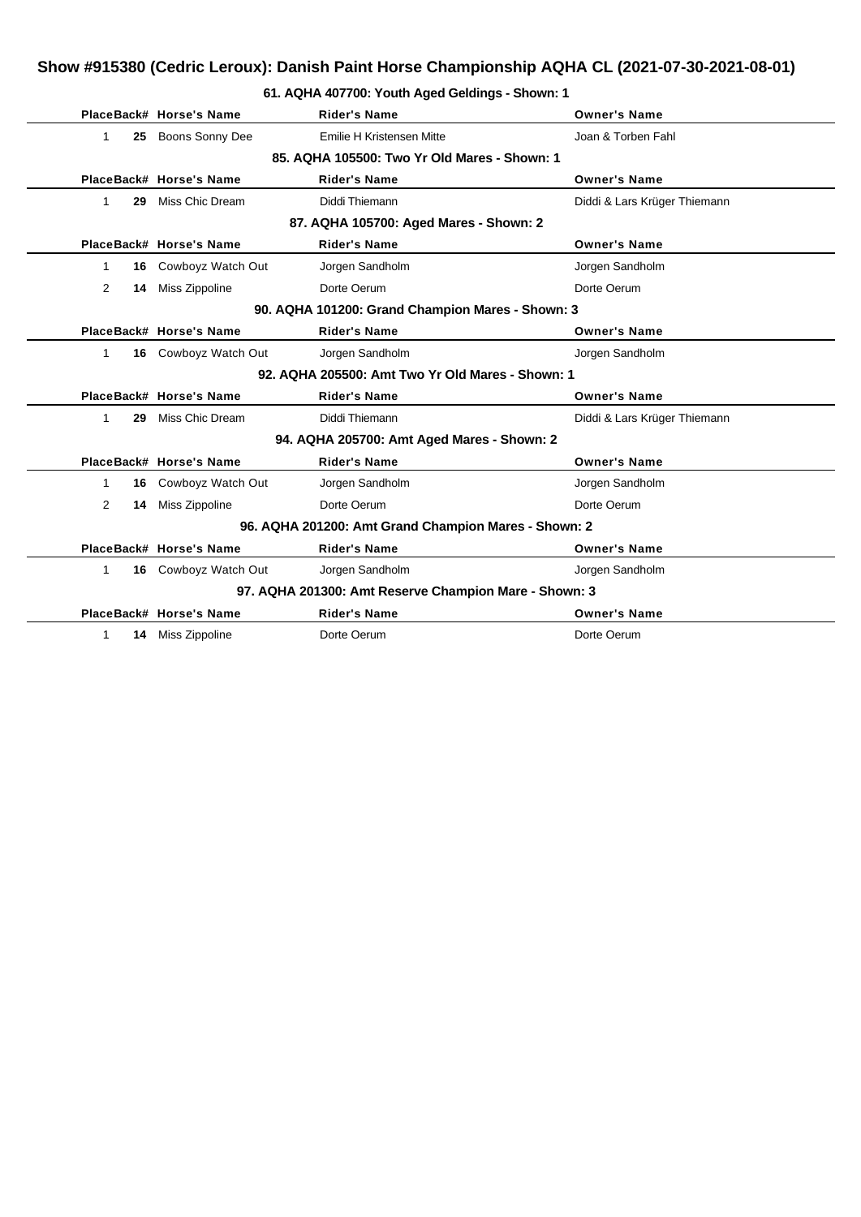# Show #915380 (Cedric Leroux): Danish Paint Horse Championship AQHA CL (2021-07-30-2021-08-01)

### 61. AQHA 407700: Youth Aged Geldings - Shown: 1

| Place | Back# | Horse's Name | Rider's Name | Owner's Name |
| --- | --- | --- | --- | --- |
| 1 | 25 | Boons Sonny Dee | Emilie H Kristensen Mitte | Joan & Torben Fahl |

### 85. AQHA 105500: Two Yr Old Mares - Shown: 1

| Place | Back# | Horse's Name | Rider's Name | Owner's Name |
| --- | --- | --- | --- | --- |
| 1 | 29 | Miss Chic Dream | Diddi Thiemann | Diddi & Lars Krüger Thiemann |

### 87. AQHA 105700: Aged Mares - Shown: 2

| Place | Back# | Horse's Name | Rider's Name | Owner's Name |
| --- | --- | --- | --- | --- |
| 1 | 16 | Cowboyz Watch Out | Jorgen Sandholm | Jorgen Sandholm |
| 2 | 14 | Miss Zippoline | Dorte Oerum | Dorte Oerum |

### 90. AQHA 101200: Grand Champion Mares - Shown: 3

| Place | Back# | Horse's Name | Rider's Name | Owner's Name |
| --- | --- | --- | --- | --- |
| 1 | 16 | Cowboyz Watch Out | Jorgen Sandholm | Jorgen Sandholm |

### 92. AQHA 205500: Amt Two Yr Old Mares - Shown: 1

| Place | Back# | Horse's Name | Rider's Name | Owner's Name |
| --- | --- | --- | --- | --- |
| 1 | 29 | Miss Chic Dream | Diddi Thiemann | Diddi & Lars Krüger Thiemann |

### 94. AQHA 205700: Amt Aged Mares - Shown: 2

| Place | Back# | Horse's Name | Rider's Name | Owner's Name |
| --- | --- | --- | --- | --- |
| 1 | 16 | Cowboyz Watch Out | Jorgen Sandholm | Jorgen Sandholm |
| 2 | 14 | Miss Zippoline | Dorte Oerum | Dorte Oerum |

### 96. AQHA 201200: Amt Grand Champion Mares - Shown: 2

| Place | Back# | Horse's Name | Rider's Name | Owner's Name |
| --- | --- | --- | --- | --- |
| 1 | 16 | Cowboyz Watch Out | Jorgen Sandholm | Jorgen Sandholm |

### 97. AQHA 201300: Amt Reserve Champion Mare - Shown: 3

| Place | Back# | Horse's Name | Rider's Name | Owner's Name |
| --- | --- | --- | --- | --- |
| 1 | 14 | Miss Zippoline | Dorte Oerum | Dorte Oerum |